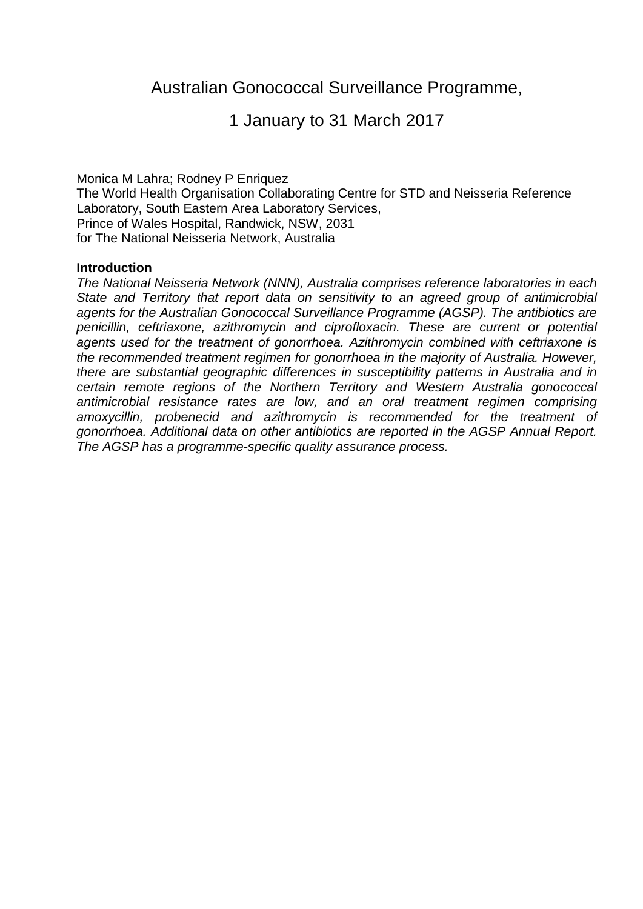# Australian Gonococcal Surveillance Programme,

# 1 January to 31 March 2017

Monica M Lahra; Rodney P Enriquez
The World Health Organisation Collaborating Centre for STD and Neisseria Reference Laboratory, South Eastern Area Laboratory Services,
Prince of Wales Hospital, Randwick, NSW, 2031
for The National Neisseria Network, Australia

**Introduction**

*The National Neisseria Network (NNN), Australia comprises reference laboratories in each State and Territory that report data on sensitivity to an agreed group of antimicrobial agents for the Australian Gonococcal Surveillance Programme (AGSP). The antibiotics are penicillin, ceftriaxone, azithromycin and ciprofloxacin. These are current or potential agents used for the treatment of gonorrhoea. Azithromycin combined with ceftriaxone is the recommended treatment regimen for gonorrhoea in the majority of Australia. However, there are substantial geographic differences in susceptibility patterns in Australia and in certain remote regions of the Northern Territory and Western Australia gonococcal antimicrobial resistance rates are low, and an oral treatment regimen comprising amoxycillin, probenecid and azithromycin is recommended for the treatment of gonorrhoea. Additional data on other antibiotics are reported in the AGSP Annual Report. The AGSP has a programme-specific quality assurance process.*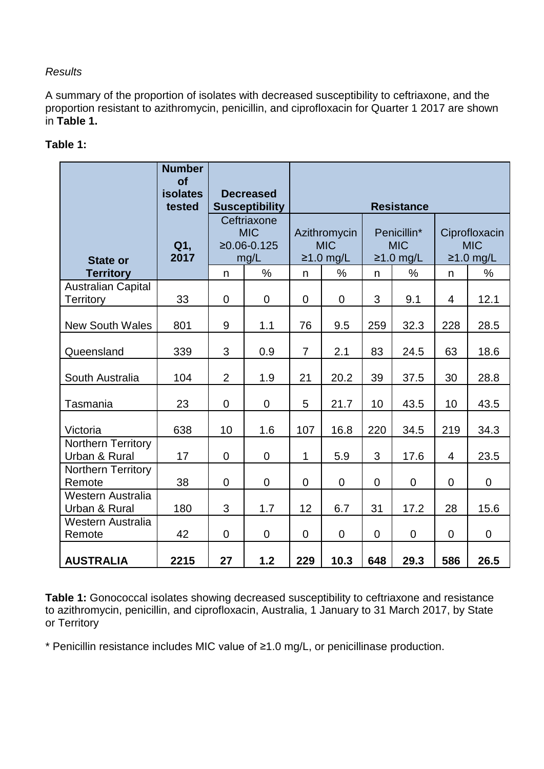*Results*

A summary of the proportion of isolates with decreased susceptibility to ceftriaxone, and the proportion resistant to azithromycin, penicillin, and ciprofloxacin for Quarter 1 2017 are shown in **Table 1.**

**Table 1:**

| State or Territory | Number of isolates tested | Decreased Susceptibility | | Resistance | | | | | |
|---|---|---|---|---|---|---|---|---|---|
| | Q1, 2017 | Ceftriaxone MIC ≥0.06-0.125 mg/L | | Azithromycin MIC ≥1.0 mg/L | | Penicillin* MIC ≥1.0 mg/L | | Ciprofloxacin MIC ≥1.0 mg/L | |
| | | n | % | n | % | n | % | n | % |
| Australian Capital Territory | 33 | 0 | 0 | 0 | 0 | 3 | 9.1 | 4 | 12.1 |
| New South Wales | 801 | 9 | 1.1 | 76 | 9.5 | 259 | 32.3 | 228 | 28.5 |
| Queensland | 339 | 3 | 0.9 | 7 | 2.1 | 83 | 24.5 | 63 | 18.6 |
| South Australia | 104 | 2 | 1.9 | 21 | 20.2 | 39 | 37.5 | 30 | 28.8 |
| Tasmania | 23 | 0 | 0 | 5 | 21.7 | 10 | 43.5 | 10 | 43.5 |
| Victoria | 638 | 10 | 1.6 | 107 | 16.8 | 220 | 34.5 | 219 | 34.3 |
| Northern Territory Urban & Rural | 17 | 0 | 0 | 1 | 5.9 | 3 | 17.6 | 4 | 23.5 |
| Northern Territory Remote | 38 | 0 | 0 | 0 | 0 | 0 | 0 | 0 | 0 |
| Western Australia Urban & Rural | 180 | 3 | 1.7 | 12 | 6.7 | 31 | 17.2 | 28 | 15.6 |
| Western Australia Remote | 42 | 0 | 0 | 0 | 0 | 0 | 0 | 0 | 0 |
| **AUSTRALIA** | **2215** | **27** | **1.2** | **229** | **10.3** | **648** | **29.3** | **586** | **26.5** |

**Table 1:** Gonococcal isolates showing decreased susceptibility to ceftriaxone and resistance to azithromycin, penicillin, and ciprofloxacin, Australia, 1 January to 31 March 2017, by State or Territory

* Penicillin resistance includes MIC value of ≥1.0 mg/L, or penicillinase production.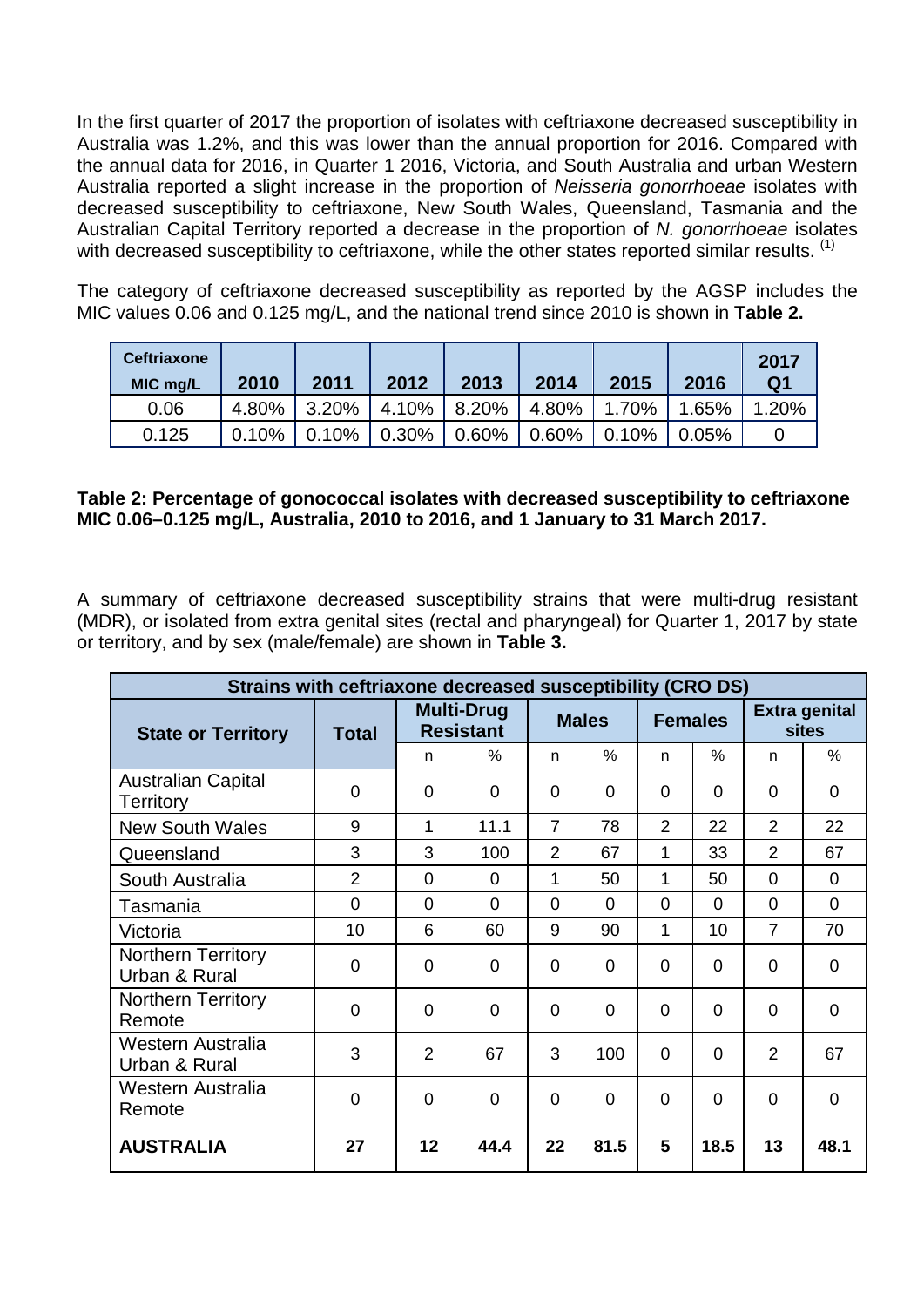In the first quarter of 2017 the proportion of isolates with ceftriaxone decreased susceptibility in Australia was 1.2%, and this was lower than the annual proportion for 2016. Compared with the annual data for 2016, in Quarter 1 2016, Victoria, and South Australia and urban Western Australia reported a slight increase in the proportion of *Neisseria gonorrhoeae* isolates with decreased susceptibility to ceftriaxone, New South Wales, Queensland, Tasmania and the Australian Capital Territory reported a decrease in the proportion of *N. gonorrhoeae* isolates with decreased susceptibility to ceftriaxone, while the other states reported similar results. [(1)]

The category of ceftriaxone decreased susceptibility as reported by the AGSP includes the MIC values 0.06 and 0.125 mg/L, and the national trend since 2010 is shown in **Table 2.**

| Ceftriaxone MIC mg/L | 2010 | 2011 | 2012 | 2013 | 2014 | 2015 | 2016 | 2017 Q1 |
|---|---|---|---|---|---|---|---|---|
| 0.06 | 4.80% | 3.20% | 4.10% | 8.20% | 4.80% | 1.70% | 1.65% | 1.20% |
| 0.125 | 0.10% | 0.10% | 0.30% | 0.60% | 0.60% | 0.10% | 0.05% | 0 |

**Table 2: Percentage of gonococcal isolates with decreased susceptibility to ceftriaxone MIC 0.06–0.125 mg/L, Australia, 2010 to 2016, and 1 January to 31 March 2017.**

A summary of ceftriaxone decreased susceptibility strains that were multi-drug resistant (MDR), or isolated from extra genital sites (rectal and pharyngeal) for Quarter 1, 2017 by state or territory, and by sex (male/female) are shown in **Table 3.**

| Strains with ceftriaxone decreased susceptibility (CRO DS) | | | | | | | | | |
|---|---|---|---|---|---|---|---|---|---|
| **State or Territory** | **Total** | **Multi-Drug Resistant** | | **Males** | | **Females** | | **Extra genital sites** | |
| | | n | % | n | % | n | % | n | % |
| Australian Capital Territory | 0 | 0 | 0 | 0 | 0 | 0 | 0 | 0 | 0 |
| New South Wales | 9 | 1 | 11.1 | 7 | 78 | 2 | 22 | 2 | 22 |
| Queensland | 3 | 3 | 100 | 2 | 67 | 1 | 33 | 2 | 67 |
| South Australia | 2 | 0 | 0 | 1 | 50 | 1 | 50 | 0 | 0 |
| Tasmania | 0 | 0 | 0 | 0 | 0 | 0 | 0 | 0 | 0 |
| Victoria | 10 | 6 | 60 | 9 | 90 | 1 | 10 | 7 | 70 |
| Northern Territory Urban & Rural | 0 | 0 | 0 | 0 | 0 | 0 | 0 | 0 | 0 |
| Northern Territory Remote | 0 | 0 | 0 | 0 | 0 | 0 | 0 | 0 | 0 |
| Western Australia Urban & Rural | 3 | 2 | 67 | 3 | 100 | 0 | 0 | 2 | 67 |
| Western Australia Remote | 0 | 0 | 0 | 0 | 0 | 0 | 0 | 0 | 0 |
| **AUSTRALIA** | **27** | **12** | **44.4** | **22** | **81.5** | **5** | **18.5** | **13** | **48.1** |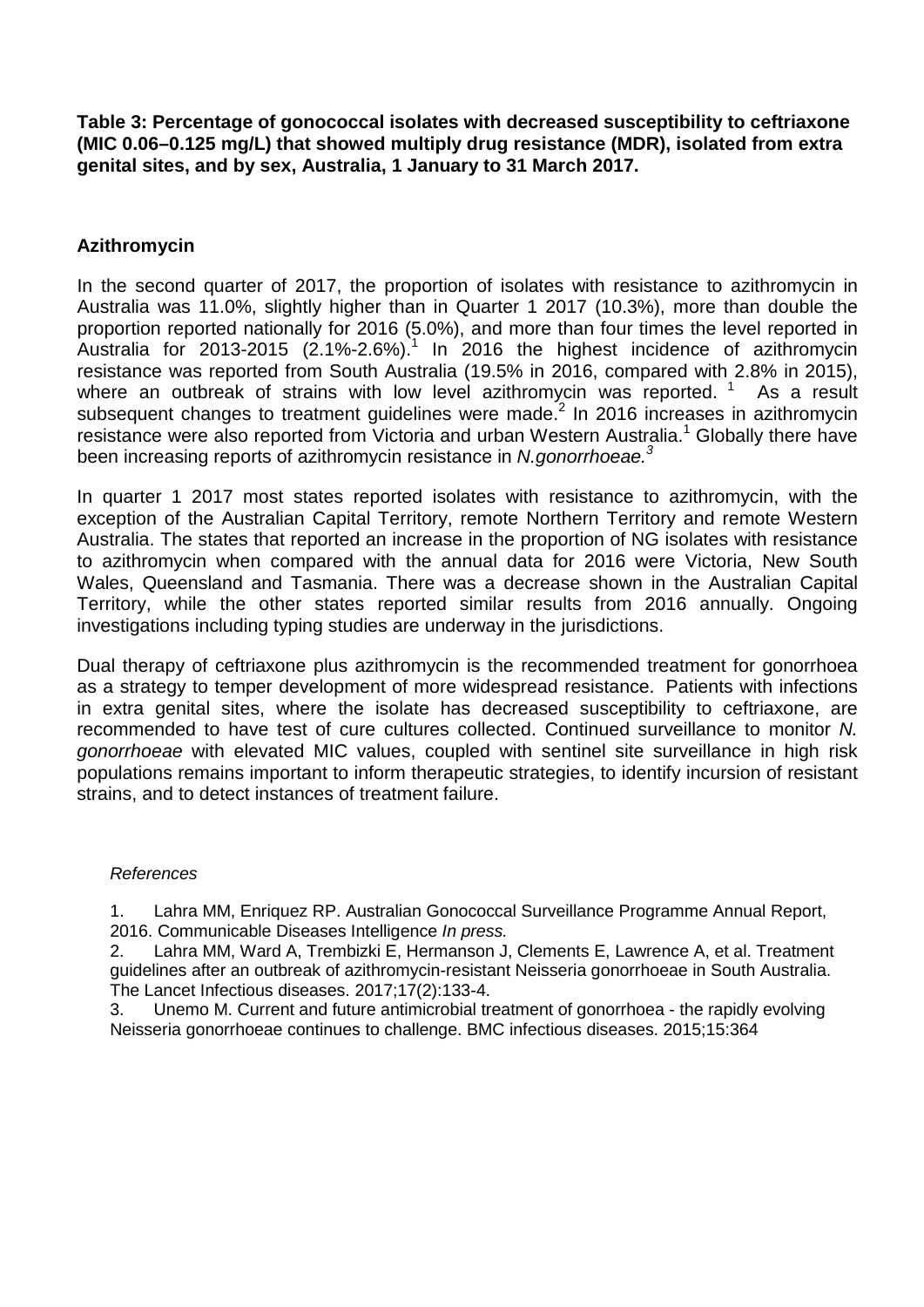**Table 3: Percentage of gonococcal isolates with decreased susceptibility to ceftriaxone (MIC 0.06–0.125 mg/L) that showed multiply drug resistance (MDR), isolated from extra genital sites, and by sex, Australia, 1 January to 31 March 2017.**

## Azithromycin

In the second quarter of 2017, the proportion of isolates with resistance to azithromycin in Australia was 11.0%, slightly higher than in Quarter 1 2017 (10.3%), more than double the proportion reported nationally for 2016 (5.0%), and more than four times the level reported in Australia for 2013-2015 (2.1%-2.6%).[1] In 2016 the highest incidence of azithromycin resistance was reported from South Australia (19.5% in 2016, compared with 2.8% in 2015), where an outbreak of strains with low level azithromycin was reported. [1] As a result subsequent changes to treatment guidelines were made.[2] In 2016 increases in azithromycin resistance were also reported from Victoria and urban Western Australia.[1] Globally there have been increasing reports of azithromycin resistance in *N.gonorrhoeae.*[3]

In quarter 1 2017 most states reported isolates with resistance to azithromycin, with the exception of the Australian Capital Territory, remote Northern Territory and remote Western Australia. The states that reported an increase in the proportion of NG isolates with resistance to azithromycin when compared with the annual data for 2016 were Victoria, New South Wales, Queensland and Tasmania. There was a decrease shown in the Australian Capital Territory, while the other states reported similar results from 2016 annually. Ongoing investigations including typing studies are underway in the jurisdictions.

Dual therapy of ceftriaxone plus azithromycin is the recommended treatment for gonorrhoea as a strategy to temper development of more widespread resistance. Patients with infections in extra genital sites, where the isolate has decreased susceptibility to ceftriaxone, are recommended to have test of cure cultures collected. Continued surveillance to monitor *N. gonorrhoeae* with elevated MIC values, coupled with sentinel site surveillance in high risk populations remains important to inform therapeutic strategies, to identify incursion of resistant strains, and to detect instances of treatment failure.

*References*

1. Lahra MM, Enriquez RP. Australian Gonococcal Surveillance Programme Annual Report, 2016. Communicable Diseases Intelligence *In press.*
2. Lahra MM, Ward A, Trembizki E, Hermanson J, Clements E, Lawrence A, et al. Treatment guidelines after an outbreak of azithromycin-resistant Neisseria gonorrhoeae in South Australia. The Lancet Infectious diseases. 2017;17(2):133-4.
3. Unemo M. Current and future antimicrobial treatment of gonorrhoea - the rapidly evolving Neisseria gonorrhoeae continues to challenge. BMC infectious diseases. 2015;15:364